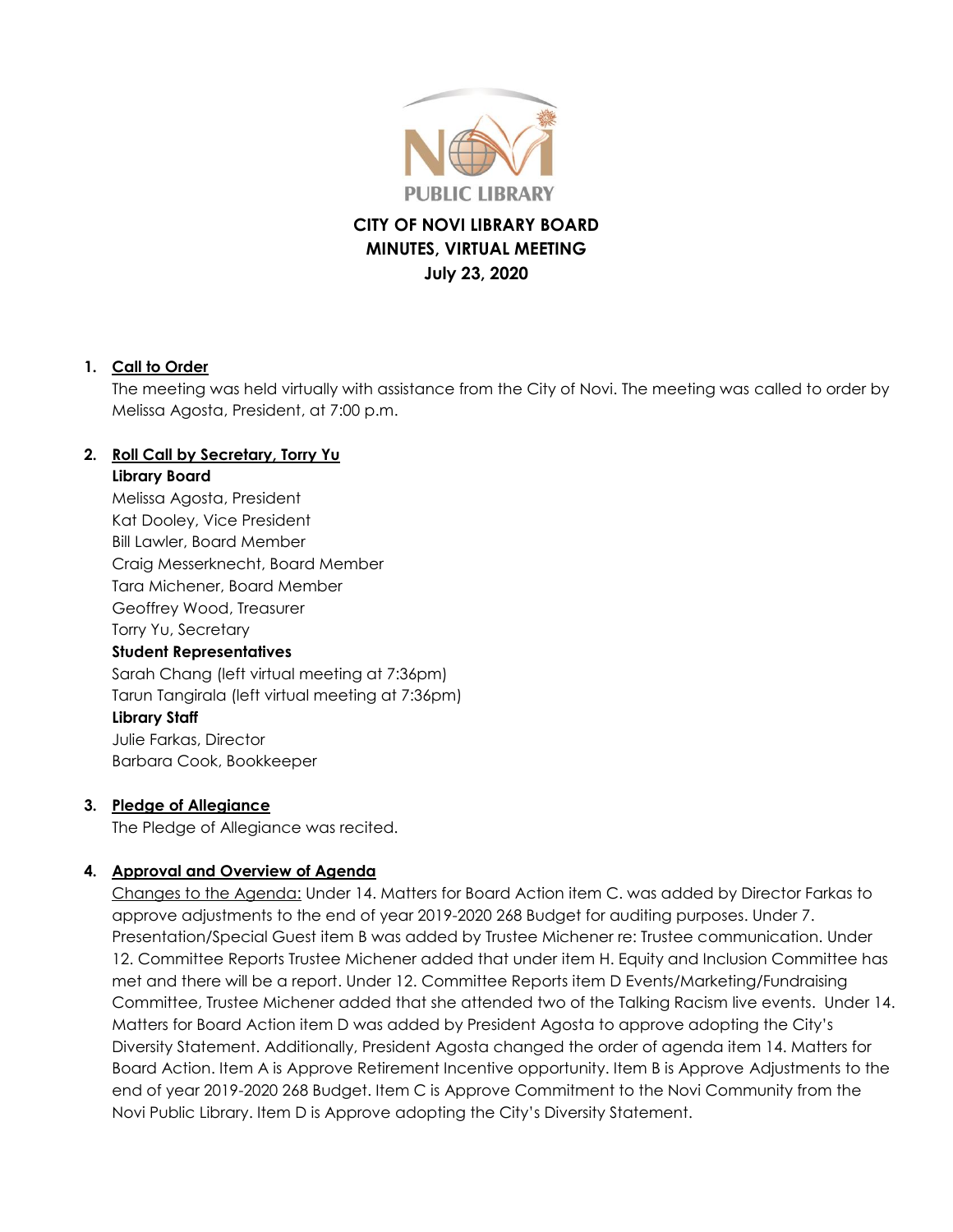NOVI PUBLIC LIBRARY

# CITY OF NOVI LIBRARY BOARD
## MINUTES, VIRTUAL MEETING
## July 23, 2020

**1. Call to Order**

The meeting was held virtually with assistance from the City of Novi. The meeting was called to order by Melissa Agosta, President, at 7:00 p.m.

**2. Roll Call by Secretary, Torry Yu**

**Library Board**
Melissa Agosta, President
Kat Dooley, Vice President
Bill Lawler, Board Member
Craig Messerknecht, Board Member
Tara Michener, Board Member
Geoffrey Wood, Treasurer
Torry Yu, Secretary

**Student Representatives**
Sarah Chang (left virtual meeting at 7:36pm)
Tarun Tangirala (left virtual meeting at 7:36pm)

**Library Staff**
Julie Farkas, Director
Barbara Cook, Bookkeeper

**3. Pledge of Allegiance**

The Pledge of Allegiance was recited.

**4. Approval and Overview of Agenda**

Changes to the Agenda: Under 14. Matters for Board Action item C. was added by Director Farkas to approve adjustments to the end of year 2019-2020 268 Budget for auditing purposes. Under 7. Presentation/Special Guest item B was added by Trustee Michener re: Trustee communication. Under 12. Committee Reports Trustee Michener added that under item H. Equity and Inclusion Committee has met and there will be a report. Under 12. Committee Reports item D Events/Marketing/Fundraising Committee, Trustee Michener added that she attended two of the Talking Racism live events. Under 14. Matters for Board Action item D was added by President Agosta to approve adopting the City's Diversity Statement. Additionally, President Agosta changed the order of agenda item 14. Matters for Board Action. Item A is Approve Retirement Incentive opportunity. Item B is Approve Adjustments to the end of year 2019-2020 268 Budget. Item C is Approve Commitment to the Novi Community from the Novi Public Library. Item D is Approve adopting the City's Diversity Statement.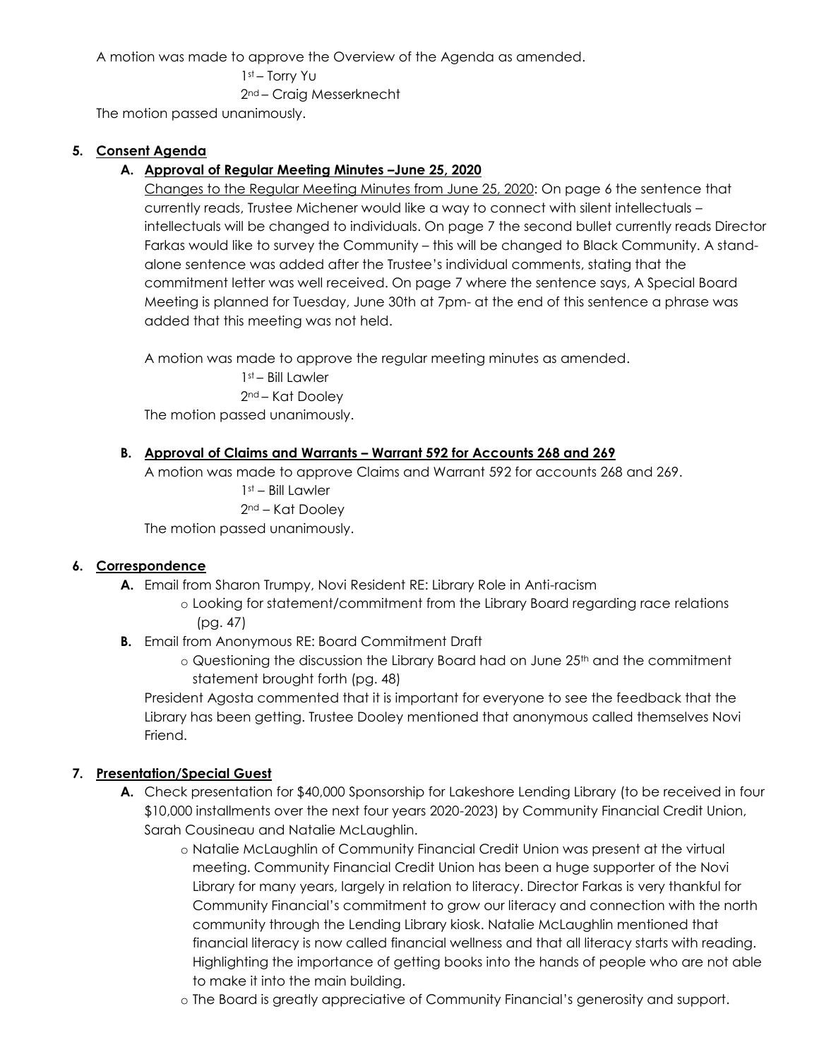A motion was made to approve the Overview of the Agenda as amended.

1st – Torry Yu
2nd – Craig Messerknecht

The motion passed unanimously.

**5. Consent Agenda**

**A. Approval of Regular Meeting Minutes –June 25, 2020**

Changes to the Regular Meeting Minutes from June 25, 2020: On page 6 the sentence that currently reads, Trustee Michener would like a way to connect with silent intellectuals – intellectuals will be changed to individuals. On page 7 the second bullet currently reads Director Farkas would like to survey the Community – this will be changed to Black Community. A stand-alone sentence was added after the Trustee's individual comments, stating that the commitment letter was well received. On page 7 where the sentence says, A Special Board Meeting is planned for Tuesday, June 30th at 7pm- at the end of this sentence a phrase was added that this meeting was not held.

A motion was made to approve the regular meeting minutes as amended.

1st – Bill Lawler
2nd – Kat Dooley

The motion passed unanimously.

**B. Approval of Claims and Warrants – Warrant 592 for Accounts 268 and 269**

A motion was made to approve Claims and Warrant 592 for accounts 268 and 269.

1st – Bill Lawler
2nd – Kat Dooley

The motion passed unanimously.

**6. Correspondence**

**A.** Email from Sharon Trumpy, Novi Resident RE: Library Role in Anti-racism
- Looking for statement/commitment from the Library Board regarding race relations (pg. 47)

**B.** Email from Anonymous RE: Board Commitment Draft
- Questioning the discussion the Library Board had on June 25th and the commitment statement brought forth (pg. 48)

President Agosta commented that it is important for everyone to see the feedback that the Library has been getting. Trustee Dooley mentioned that anonymous called themselves Novi Friend.

**7. Presentation/Special Guest**

**A.** Check presentation for $40,000 Sponsorship for Lakeshore Lending Library (to be received in four $10,000 installments over the next four years 2020-2023) by Community Financial Credit Union, Sarah Cousineau and Natalie McLaughlin.
- Natalie McLaughlin of Community Financial Credit Union was present at the virtual meeting. Community Financial Credit Union has been a huge supporter of the Novi Library for many years, largely in relation to literacy. Director Farkas is very thankful for Community Financial's commitment to grow our literacy and connection with the north community through the Lending Library kiosk. Natalie McLaughlin mentioned that financial literacy is now called financial wellness and that all literacy starts with reading. Highlighting the importance of getting books into the hands of people who are not able to make it into the main building.
- The Board is greatly appreciative of Community Financial's generosity and support.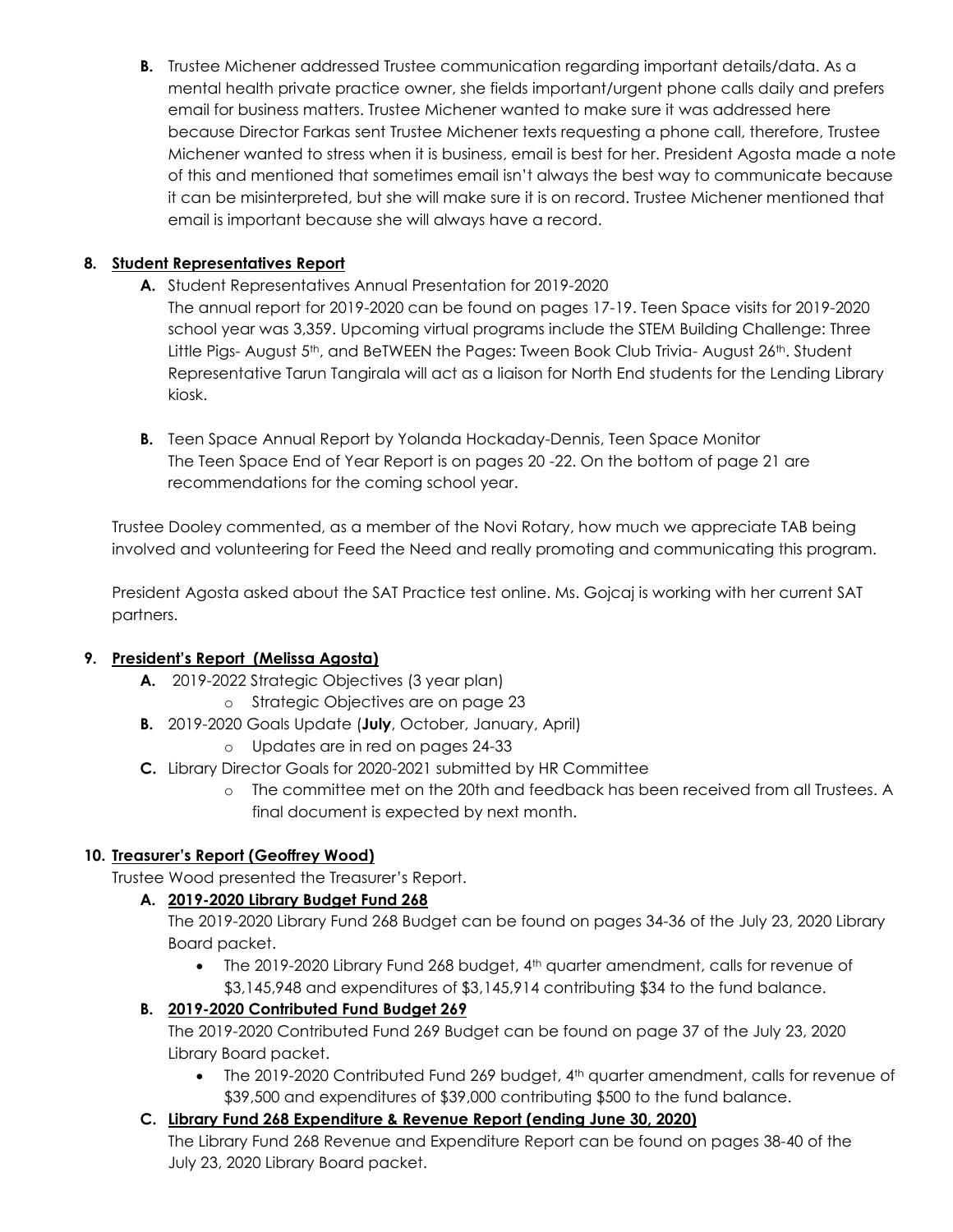**B.** Trustee Michener addressed Trustee communication regarding important details/data. As a mental health private practice owner, she fields important/urgent phone calls daily and prefers email for business matters. Trustee Michener wanted to make sure it was addressed here because Director Farkas sent Trustee Michener texts requesting a phone call, therefore, Trustee Michener wanted to stress when it is business, email is best for her. President Agosta made a note of this and mentioned that sometimes email isn't always the best way to communicate because it can be misinterpreted, but she will make sure it is on record. Trustee Michener mentioned that email is important because she will always have a record.

**8. Student Representatives Report**

**A.** Student Representatives Annual Presentation for 2019-2020
The annual report for 2019-2020 can be found on pages 17-19. Teen Space visits for 2019-2020 school year was 3,359. Upcoming virtual programs include the STEM Building Challenge: Three Little Pigs- August 5th, and BeTWEEN the Pages: Tween Book Club Trivia- August 26th. Student Representative Tarun Tangirala will act as a liaison for North End students for the Lending Library kiosk.

**B.** Teen Space Annual Report by Yolanda Hockaday-Dennis, Teen Space Monitor
The Teen Space End of Year Report is on pages 20 -22. On the bottom of page 21 are recommendations for the coming school year.

Trustee Dooley commented, as a member of the Novi Rotary, how much we appreciate TAB being involved and volunteering for Feed the Need and really promoting and communicating this program.

President Agosta asked about the SAT Practice test online. Ms. Gojcaj is working with her current SAT partners.

**9. President's Report (Melissa Agosta)**

**A.** 2019-2022 Strategic Objectives (3 year plan)
- Strategic Objectives are on page 23

**B.** 2019-2020 Goals Update (**July**, October, January, April)
- Updates are in red on pages 24-33

**C.** Library Director Goals for 2020-2021 submitted by HR Committee
- The committee met on the 20th and feedback has been received from all Trustees. A final document is expected by next month.

**10. Treasurer's Report (Geoffrey Wood)**

Trustee Wood presented the Treasurer's Report.

**A. 2019-2020 Library Budget Fund 268**
The 2019-2020 Library Fund 268 Budget can be found on pages 34-36 of the July 23, 2020 Library Board packet.
- The 2019-2020 Library Fund 268 budget, 4th quarter amendment, calls for revenue of $3,145,948 and expenditures of $3,145,914 contributing $34 to the fund balance.

**B. 2019-2020 Contributed Fund Budget 269**
The 2019-2020 Contributed Fund 269 Budget can be found on page 37 of the July 23, 2020 Library Board packet.
- The 2019-2020 Contributed Fund 269 budget, 4th quarter amendment, calls for revenue of $39,500 and expenditures of $39,000 contributing $500 to the fund balance.

**C. Library Fund 268 Expenditure & Revenue Report (ending June 30, 2020)**
The Library Fund 268 Revenue and Expenditure Report can be found on pages 38-40 of the July 23, 2020 Library Board packet.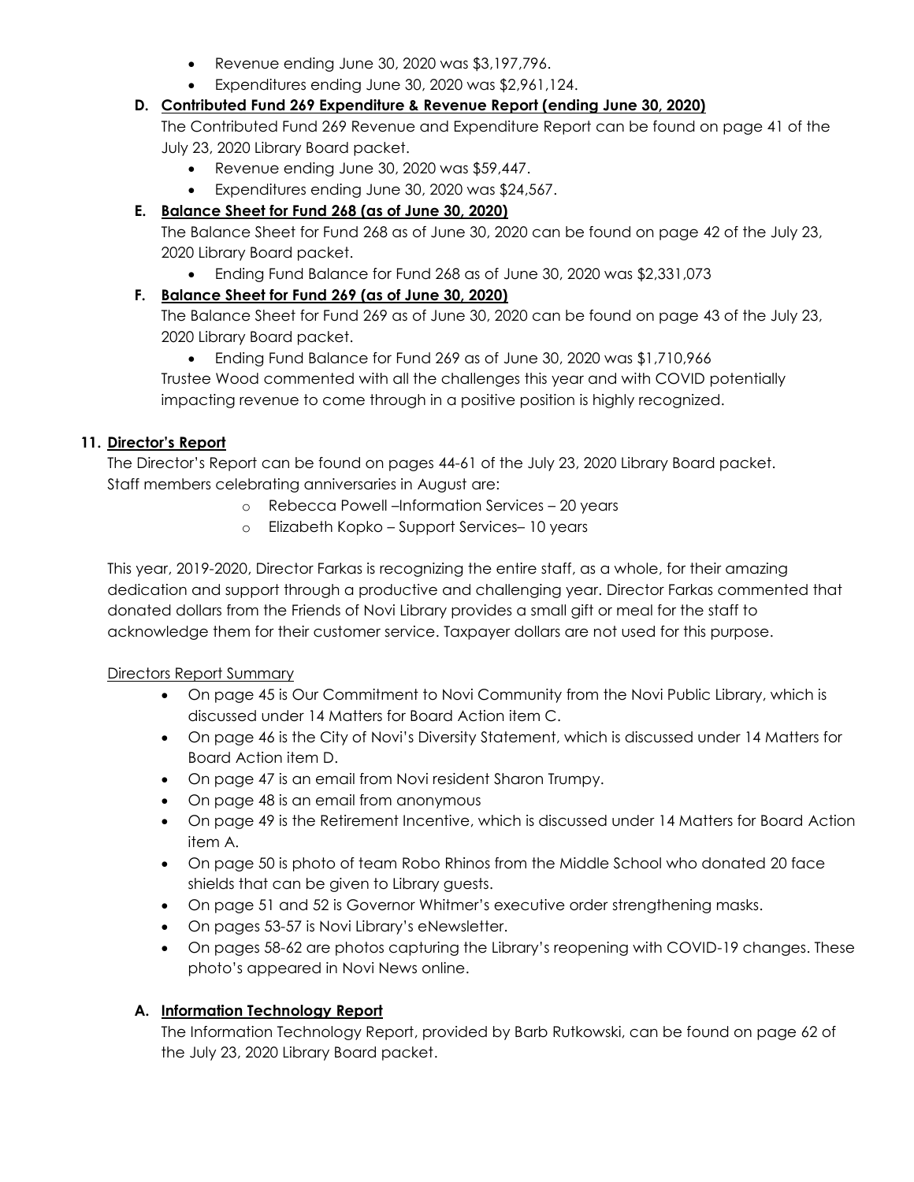- Revenue ending June 30, 2020 was $3,197,796.
- Expenditures ending June 30, 2020 was $2,961,124.

**D. Contributed Fund 269 Expenditure & Revenue Report (ending June 30, 2020)**

The Contributed Fund 269 Revenue and Expenditure Report can be found on page 41 of the July 23, 2020 Library Board packet.

- Revenue ending June 30, 2020 was $59,447.
- Expenditures ending June 30, 2020 was $24,567.

**E. Balance Sheet for Fund 268 (as of June 30, 2020)**

The Balance Sheet for Fund 268 as of June 30, 2020 can be found on page 42 of the July 23, 2020 Library Board packet.

- Ending Fund Balance for Fund 268 as of June 30, 2020 was $2,331,073

**F. Balance Sheet for Fund 269 (as of June 30, 2020)**

The Balance Sheet for Fund 269 as of June 30, 2020 can be found on page 43 of the July 23, 2020 Library Board packet.

- Ending Fund Balance for Fund 269 as of June 30, 2020 was $1,710,966

Trustee Wood commented with all the challenges this year and with COVID potentially impacting revenue to come through in a positive position is highly recognized.

**11. Director's Report**

The Director's Report can be found on pages 44-61 of the July 23, 2020 Library Board packet.
Staff members celebrating anniversaries in August are:

- Rebecca Powell –Information Services – 20 years
- Elizabeth Kopko – Support Services– 10 years

This year, 2019-2020, Director Farkas is recognizing the entire staff, as a whole, for their amazing dedication and support through a productive and challenging year. Director Farkas commented that donated dollars from the Friends of Novi Library provides a small gift or meal for the staff to acknowledge them for their customer service. Taxpayer dollars are not used for this purpose.

Directors Report Summary

- On page 45 is Our Commitment to Novi Community from the Novi Public Library, which is discussed under 14 Matters for Board Action item C.
- On page 46 is the City of Novi's Diversity Statement, which is discussed under 14 Matters for Board Action item D.
- On page 47 is an email from Novi resident Sharon Trumpy.
- On page 48 is an email from anonymous
- On page 49 is the Retirement Incentive, which is discussed under 14 Matters for Board Action item A.
- On page 50 is photo of team Robo Rhinos from the Middle School who donated 20 face shields that can be given to Library guests.
- On page 51 and 52 is Governor Whitmer's executive order strengthening masks.
- On pages 53-57 is Novi Library's eNewsletter.
- On pages 58-62 are photos capturing the Library's reopening with COVID-19 changes. These photo's appeared in Novi News online.

**A. Information Technology Report**

The Information Technology Report, provided by Barb Rutkowski, can be found on page 62 of the July 23, 2020 Library Board packet.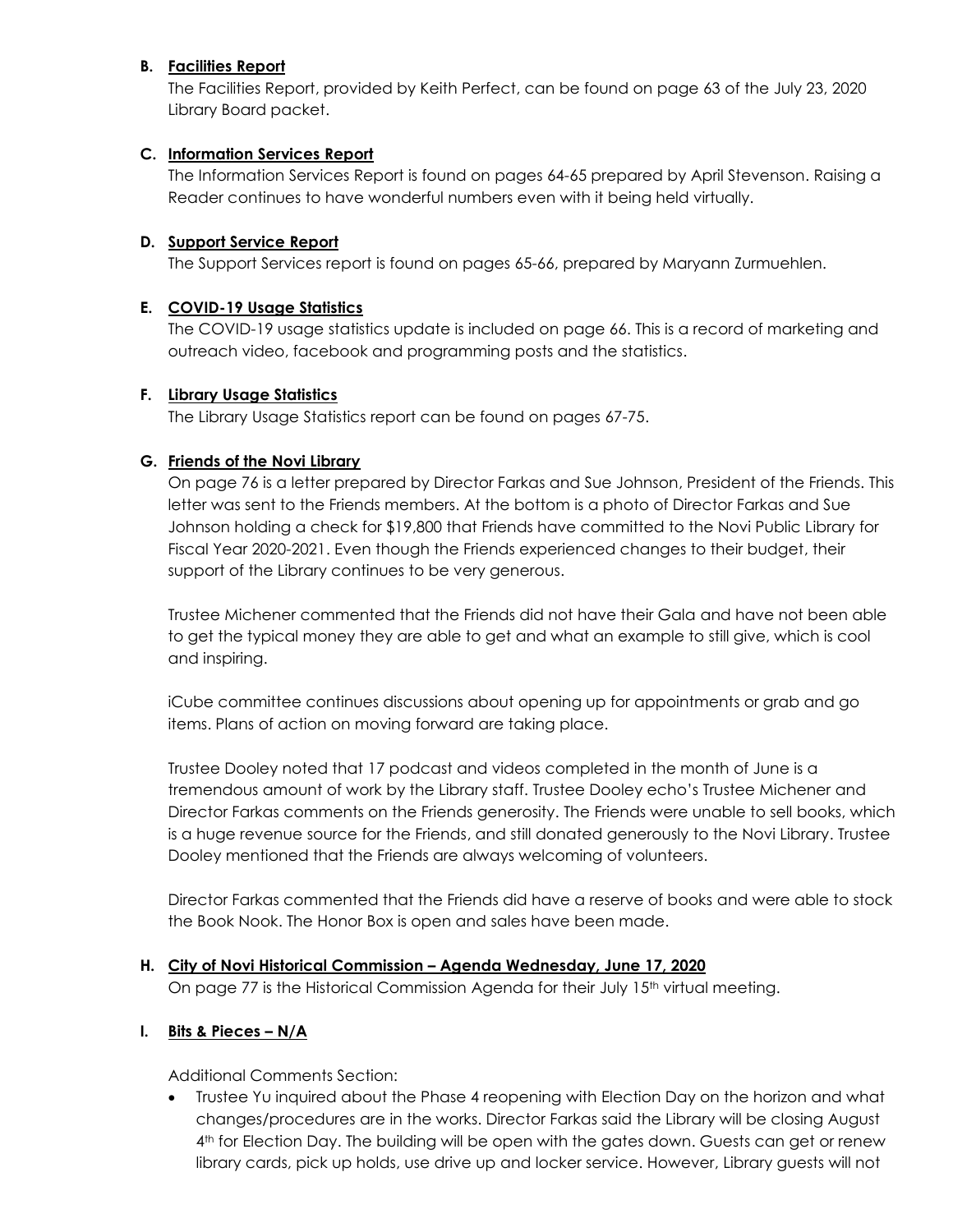**B. Facilities Report**

The Facilities Report, provided by Keith Perfect, can be found on page 63 of the July 23, 2020 Library Board packet.

**C. Information Services Report**

The Information Services Report is found on pages 64-65 prepared by April Stevenson. Raising a Reader continues to have wonderful numbers even with it being held virtually.

**D. Support Service Report**

The Support Services report is found on pages 65-66, prepared by Maryann Zurmuehlen.

**E. COVID-19 Usage Statistics**

The COVID-19 usage statistics update is included on page 66. This is a record of marketing and outreach video, facebook and programming posts and the statistics.

**F. Library Usage Statistics**

The Library Usage Statistics report can be found on pages 67-75.

**G. Friends of the Novi Library**

On page 76 is a letter prepared by Director Farkas and Sue Johnson, President of the Friends. This letter was sent to the Friends members. At the bottom is a photo of Director Farkas and Sue Johnson holding a check for $19,800 that Friends have committed to the Novi Public Library for Fiscal Year 2020-2021. Even though the Friends experienced changes to their budget, their support of the Library continues to be very generous.

Trustee Michener commented that the Friends did not have their Gala and have not been able to get the typical money they are able to get and what an example to still give, which is cool and inspiring.

iCube committee continues discussions about opening up for appointments or grab and go items. Plans of action on moving forward are taking place.

Trustee Dooley noted that 17 podcast and videos completed in the month of June is a tremendous amount of work by the Library staff. Trustee Dooley echo's Trustee Michener and Director Farkas comments on the Friends generosity. The Friends were unable to sell books, which is a huge revenue source for the Friends, and still donated generously to the Novi Library. Trustee Dooley mentioned that the Friends are always welcoming of volunteers.

Director Farkas commented that the Friends did have a reserve of books and were able to stock the Book Nook. The Honor Box is open and sales have been made.

**H. City of Novi Historical Commission – Agenda Wednesday, June 17, 2020**

On page 77 is the Historical Commission Agenda for their July 15th virtual meeting.

**I. Bits & Pieces – N/A**

Additional Comments Section:

- Trustee Yu inquired about the Phase 4 reopening with Election Day on the horizon and what changes/procedures are in the works. Director Farkas said the Library will be closing August 4th for Election Day. The building will be open with the gates down. Guests can get or renew library cards, pick up holds, use drive up and locker service. However, Library guests will not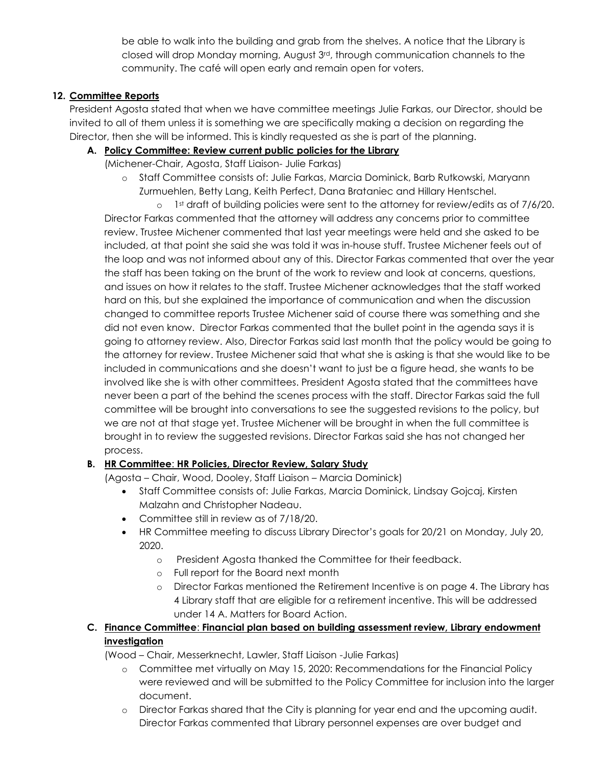be able to walk into the building and grab from the shelves. A notice that the Library is closed will drop Monday morning, August 3rd, through communication channels to the community. The café will open early and remain open for voters.

**12. Committee Reports**

President Agosta stated that when we have committee meetings Julie Farkas, our Director, should be invited to all of them unless it is something we are specifically making a decision on regarding the Director, then she will be informed. This is kindly requested as she is part of the planning.

**A. Policy Committee: Review current public policies for the Library**

(Michener-Chair, Agosta, Staff Liaison- Julie Farkas)

- Staff Committee consists of: Julie Farkas, Marcia Dominick, Barb Rutkowski, Maryann Zurmuehlen, Betty Lang, Keith Perfect, Dana Brataniec and Hillary Hentschel.
  - 1st draft of building policies were sent to the attorney for review/edits as of 7/6/20.

Director Farkas commented that the attorney will address any concerns prior to committee review. Trustee Michener commented that last year meetings were held and she asked to be included, at that point she said she was told it was in-house stuff. Trustee Michener feels out of the loop and was not informed about any of this. Director Farkas commented that over the year the staff has been taking on the brunt of the work to review and look at concerns, questions, and issues on how it relates to the staff. Trustee Michener acknowledges that the staff worked hard on this, but she explained the importance of communication and when the discussion changed to committee reports Trustee Michener said of course there was something and she did not even know. Director Farkas commented that the bullet point in the agenda says it is going to attorney review. Also, Director Farkas said last month that the policy would be going to the attorney for review. Trustee Michener said that what she is asking is that she would like to be included in communications and she doesn't want to just be a figure head, she wants to be involved like she is with other committees. President Agosta stated that the committees have never been a part of the behind the scenes process with the staff. Director Farkas said the full committee will be brought into conversations to see the suggested revisions to the policy, but we are not at that stage yet. Trustee Michener will be brought in when the full committee is brought in to review the suggested revisions. Director Farkas said she has not changed her process.

**B. HR Committee: HR Policies, Director Review, Salary Study**

(Agosta – Chair, Wood, Dooley, Staff Liaison – Marcia Dominick)

- Staff Committee consists of: Julie Farkas, Marcia Dominick, Lindsay Gojcaj, Kirsten Malzahn and Christopher Nadeau.
- Committee still in review as of 7/18/20.
- HR Committee meeting to discuss Library Director's goals for 20/21 on Monday, July 20, 2020.
  - President Agosta thanked the Committee for their feedback.
  - Full report for the Board next month
  - Director Farkas mentioned the Retirement Incentive is on page 4. The Library has 4 Library staff that are eligible for a retirement incentive. This will be addressed under 14 A. Matters for Board Action.

**C. Finance Committee: Financial plan based on building assessment review, Library endowment investigation**

(Wood – Chair, Messerknecht, Lawler, Staff Liaison -Julie Farkas)

- Committee met virtually on May 15, 2020: Recommendations for the Financial Policy were reviewed and will be submitted to the Policy Committee for inclusion into the larger document.
- Director Farkas shared that the City is planning for year end and the upcoming audit. Director Farkas commented that Library personnel expenses are over budget and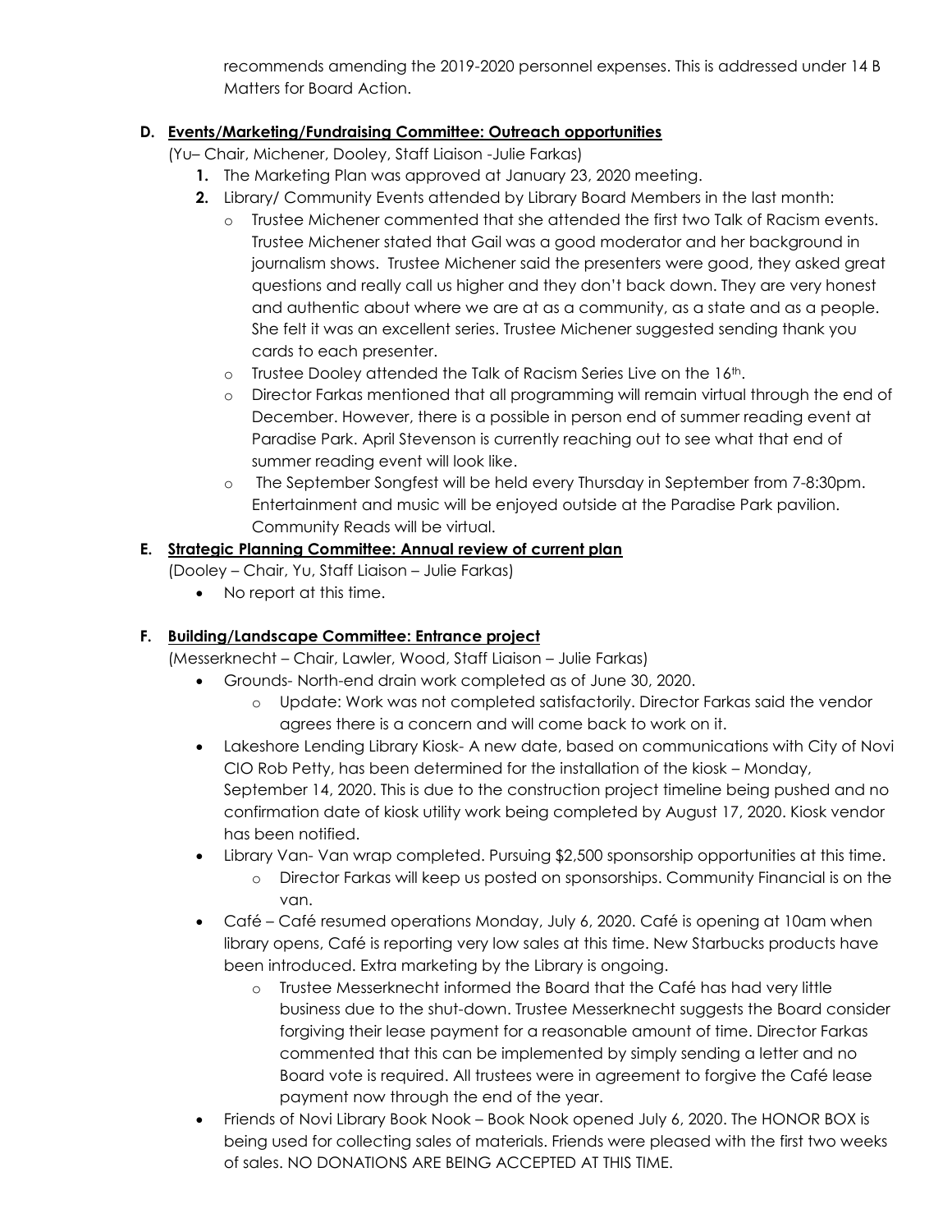recommends amending the 2019-2020 personnel expenses. This is addressed under 14 B Matters for Board Action.

**D. Events/Marketing/Fundraising Committee: Outreach opportunities**

(Yu– Chair, Michener, Dooley, Staff Liaison -Julie Farkas)

1. The Marketing Plan was approved at January 23, 2020 meeting.
2. Library/ Community Events attended by Library Board Members in the last month:
   - Trustee Michener commented that she attended the first two Talk of Racism events. Trustee Michener stated that Gail was a good moderator and her background in journalism shows. Trustee Michener said the presenters were good, they asked great questions and really call us higher and they don't back down. They are very honest and authentic about where we are at as a community, as a state and as a people. She felt it was an excellent series. Trustee Michener suggested sending thank you cards to each presenter.
   - Trustee Dooley attended the Talk of Racism Series Live on the 16th.
   - Director Farkas mentioned that all programming will remain virtual through the end of December. However, there is a possible in person end of summer reading event at Paradise Park. April Stevenson is currently reaching out to see what that end of summer reading event will look like.
   - The September Songfest will be held every Thursday in September from 7-8:30pm. Entertainment and music will be enjoyed outside at the Paradise Park pavilion. Community Reads will be virtual.

**E. Strategic Planning Committee: Annual review of current plan**

(Dooley – Chair, Yu, Staff Liaison – Julie Farkas)

- No report at this time.

**F. Building/Landscape Committee: Entrance project**

(Messerknecht – Chair, Lawler, Wood, Staff Liaison – Julie Farkas)

- Grounds- North-end drain work completed as of June 30, 2020.
  - Update: Work was not completed satisfactorily. Director Farkas said the vendor agrees there is a concern and will come back to work on it.
- Lakeshore Lending Library Kiosk- A new date, based on communications with City of Novi CIO Rob Petty, has been determined for the installation of the kiosk – Monday, September 14, 2020. This is due to the construction project timeline being pushed and no confirmation date of kiosk utility work being completed by August 17, 2020. Kiosk vendor has been notified.
- Library Van- Van wrap completed. Pursuing $2,500 sponsorship opportunities at this time.
  - Director Farkas will keep us posted on sponsorships. Community Financial is on the van.
- Café – Café resumed operations Monday, July 6, 2020. Café is opening at 10am when library opens, Café is reporting very low sales at this time. New Starbucks products have been introduced. Extra marketing by the Library is ongoing.
  - Trustee Messerknecht informed the Board that the Café has had very little business due to the shut-down. Trustee Messerknecht suggests the Board consider forgiving their lease payment for a reasonable amount of time. Director Farkas commented that this can be implemented by simply sending a letter and no Board vote is required. All trustees were in agreement to forgive the Café lease payment now through the end of the year.
- Friends of Novi Library Book Nook – Book Nook opened July 6, 2020. The HONOR BOX is being used for collecting sales of materials. Friends were pleased with the first two weeks of sales. NO DONATIONS ARE BEING ACCEPTED AT THIS TIME.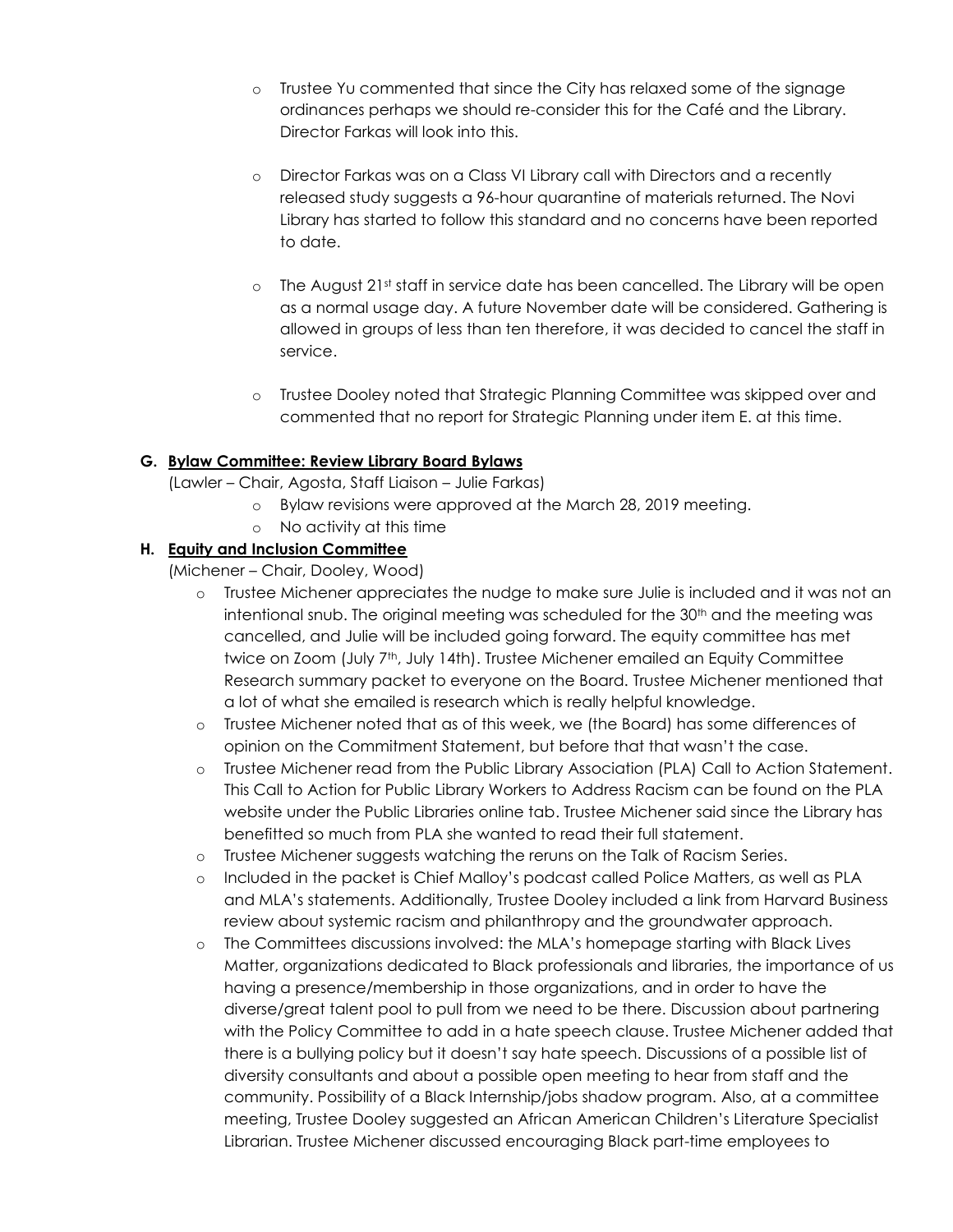- Trustee Yu commented that since the City has relaxed some of the signage ordinances perhaps we should re-consider this for the Café and the Library. Director Farkas will look into this.

- Director Farkas was on a Class VI Library call with Directors and a recently released study suggests a 96-hour quarantine of materials returned. The Novi Library has started to follow this standard and no concerns have been reported to date.

- The August 21st staff in service date has been cancelled. The Library will be open as a normal usage day. A future November date will be considered. Gathering is allowed in groups of less than ten therefore, it was decided to cancel the staff in service.

- Trustee Dooley noted that Strategic Planning Committee was skipped over and commented that no report for Strategic Planning under item E. at this time.

**G. Bylaw Committee: Review Library Board Bylaws**

(Lawler – Chair, Agosta, Staff Liaison – Julie Farkas)

- Bylaw revisions were approved at the March 28, 2019 meeting.
- No activity at this time

**H. Equity and Inclusion Committee**

(Michener – Chair, Dooley, Wood)

- Trustee Michener appreciates the nudge to make sure Julie is included and it was not an intentional snub. The original meeting was scheduled for the 30th and the meeting was cancelled, and Julie will be included going forward. The equity committee has met twice on Zoom (July 7th, July 14th). Trustee Michener emailed an Equity Committee Research summary packet to everyone on the Board. Trustee Michener mentioned that a lot of what she emailed is research which is really helpful knowledge.
- Trustee Michener noted that as of this week, we (the Board) has some differences of opinion on the Commitment Statement, but before that that wasn't the case.
- Trustee Michener read from the Public Library Association (PLA) Call to Action Statement. This Call to Action for Public Library Workers to Address Racism can be found on the PLA website under the Public Libraries online tab. Trustee Michener said since the Library has benefitted so much from PLA she wanted to read their full statement.
- Trustee Michener suggests watching the reruns on the Talk of Racism Series.
- Included in the packet is Chief Malloy's podcast called Police Matters, as well as PLA and MLA's statements. Additionally, Trustee Dooley included a link from Harvard Business review about systemic racism and philanthropy and the groundwater approach.
- The Committees discussions involved: the MLA's homepage starting with Black Lives Matter, organizations dedicated to Black professionals and libraries, the importance of us having a presence/membership in those organizations, and in order to have the diverse/great talent pool to pull from we need to be there. Discussion about partnering with the Policy Committee to add in a hate speech clause. Trustee Michener added that there is a bullying policy but it doesn't say hate speech. Discussions of a possible list of diversity consultants and about a possible open meeting to hear from staff and the community. Possibility of a Black Internship/jobs shadow program. Also, at a committee meeting, Trustee Dooley suggested an African American Children's Literature Specialist Librarian. Trustee Michener discussed encouraging Black part-time employees to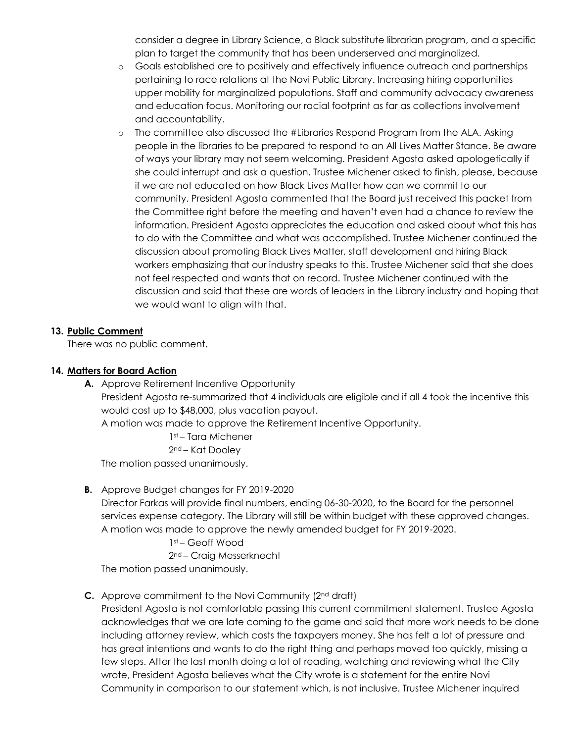consider a degree in Library Science, a Black substitute librarian program, and a specific plan to target the community that has been underserved and marginalized.

- Goals established are to positively and effectively influence outreach and partnerships pertaining to race relations at the Novi Public Library. Increasing hiring opportunities upper mobility for marginalized populations. Staff and community advocacy awareness and education focus. Monitoring our racial footprint as far as collections involvement and accountability.
- The committee also discussed the #Libraries Respond Program from the ALA. Asking people in the libraries to be prepared to respond to an All Lives Matter Stance. Be aware of ways your library may not seem welcoming. President Agosta asked apologetically if she could interrupt and ask a question. Trustee Michener asked to finish, please, because if we are not educated on how Black Lives Matter how can we commit to our community. President Agosta commented that the Board just received this packet from the Committee right before the meeting and haven't even had a chance to review the information. President Agosta appreciates the education and asked about what this has to do with the Committee and what was accomplished. Trustee Michener continued the discussion about promoting Black Lives Matter, staff development and hiring Black workers emphasizing that our industry speaks to this. Trustee Michener said that she does not feel respected and wants that on record. Trustee Michener continued with the discussion and said that these are words of leaders in the Library industry and hoping that we would want to align with that.

**13. Public Comment**

There was no public comment.

**14. Matters for Board Action**

**A.** Approve Retirement Incentive Opportunity

President Agosta re-summarized that 4 individuals are eligible and if all 4 took the incentive this would cost up to $48,000, plus vacation payout.

A motion was made to approve the Retirement Incentive Opportunity.

1st – Tara Michener

2nd – Kat Dooley

The motion passed unanimously.

**B.** Approve Budget changes for FY 2019-2020

Director Farkas will provide final numbers, ending 06-30-2020, to the Board for the personnel services expense category. The Library will still be within budget with these approved changes. A motion was made to approve the newly amended budget for FY 2019-2020.

1st – Geoff Wood

2nd – Craig Messerknecht

The motion passed unanimously.

**C.** Approve commitment to the Novi Community (2nd draft)

President Agosta is not comfortable passing this current commitment statement. Trustee Agosta acknowledges that we are late coming to the game and said that more work needs to be done including attorney review, which costs the taxpayers money. She has felt a lot of pressure and has great intentions and wants to do the right thing and perhaps moved too quickly, missing a few steps. After the last month doing a lot of reading, watching and reviewing what the City wrote, President Agosta believes what the City wrote is a statement for the entire Novi Community in comparison to our statement which, is not inclusive. Trustee Michener inquired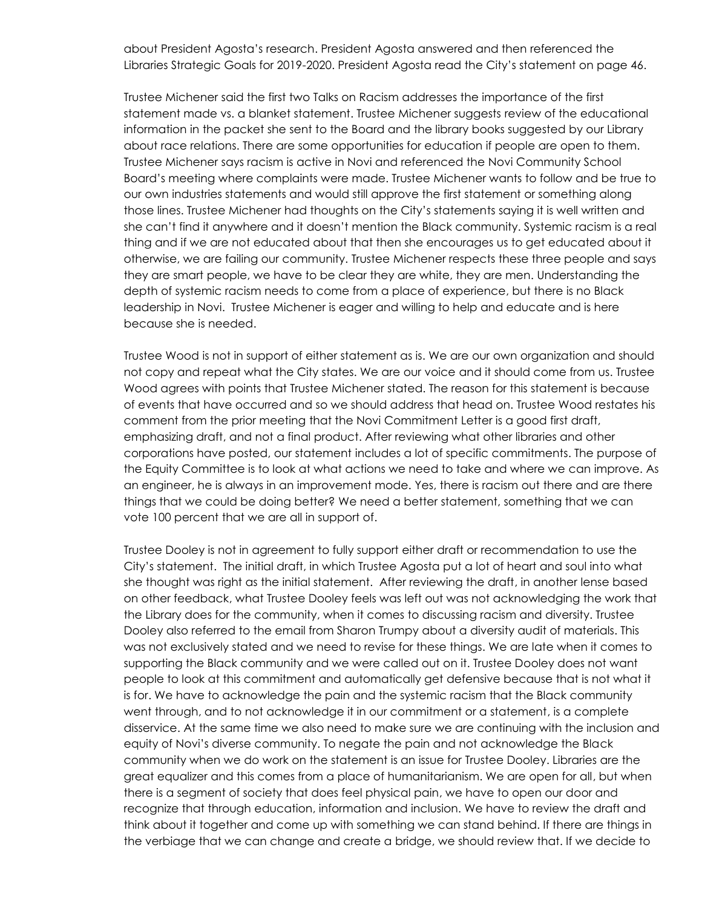about President Agosta's research. President Agosta answered and then referenced the Libraries Strategic Goals for 2019-2020. President Agosta read the City's statement on page 46.

Trustee Michener said the first two Talks on Racism addresses the importance of the first statement made vs. a blanket statement. Trustee Michener suggests review of the educational information in the packet she sent to the Board and the library books suggested by our Library about race relations. There are some opportunities for education if people are open to them. Trustee Michener says racism is active in Novi and referenced the Novi Community School Board's meeting where complaints were made. Trustee Michener wants to follow and be true to our own industries statements and would still approve the first statement or something along those lines. Trustee Michener had thoughts on the City's statements saying it is well written and she can't find it anywhere and it doesn't mention the Black community. Systemic racism is a real thing and if we are not educated about that then she encourages us to get educated about it otherwise, we are failing our community. Trustee Michener respects these three people and says they are smart people, we have to be clear they are white, they are men. Understanding the depth of systemic racism needs to come from a place of experience, but there is no Black leadership in Novi. Trustee Michener is eager and willing to help and educate and is here because she is needed.

Trustee Wood is not in support of either statement as is. We are our own organization and should not copy and repeat what the City states. We are our voice and it should come from us. Trustee Wood agrees with points that Trustee Michener stated. The reason for this statement is because of events that have occurred and so we should address that head on. Trustee Wood restates his comment from the prior meeting that the Novi Commitment Letter is a good first draft, emphasizing draft, and not a final product. After reviewing what other libraries and other corporations have posted, our statement includes a lot of specific commitments. The purpose of the Equity Committee is to look at what actions we need to take and where we can improve. As an engineer, he is always in an improvement mode. Yes, there is racism out there and are there things that we could be doing better? We need a better statement, something that we can vote 100 percent that we are all in support of.

Trustee Dooley is not in agreement to fully support either draft or recommendation to use the City's statement. The initial draft, in which Trustee Agosta put a lot of heart and soul into what she thought was right as the initial statement. After reviewing the draft, in another lense based on other feedback, what Trustee Dooley feels was left out was not acknowledging the work that the Library does for the community, when it comes to discussing racism and diversity. Trustee Dooley also referred to the email from Sharon Trumpy about a diversity audit of materials. This was not exclusively stated and we need to revise for these things. We are late when it comes to supporting the Black community and we were called out on it. Trustee Dooley does not want people to look at this commitment and automatically get defensive because that is not what it is for. We have to acknowledge the pain and the systemic racism that the Black community went through, and to not acknowledge it in our commitment or a statement, is a complete disservice. At the same time we also need to make sure we are continuing with the inclusion and equity of Novi's diverse community. To negate the pain and not acknowledge the Black community when we do work on the statement is an issue for Trustee Dooley. Libraries are the great equalizer and this comes from a place of humanitarianism. We are open for all, but when there is a segment of society that does feel physical pain, we have to open our door and recognize that through education, information and inclusion. We have to review the draft and think about it together and come up with something we can stand behind. If there are things in the verbiage that we can change and create a bridge, we should review that. If we decide to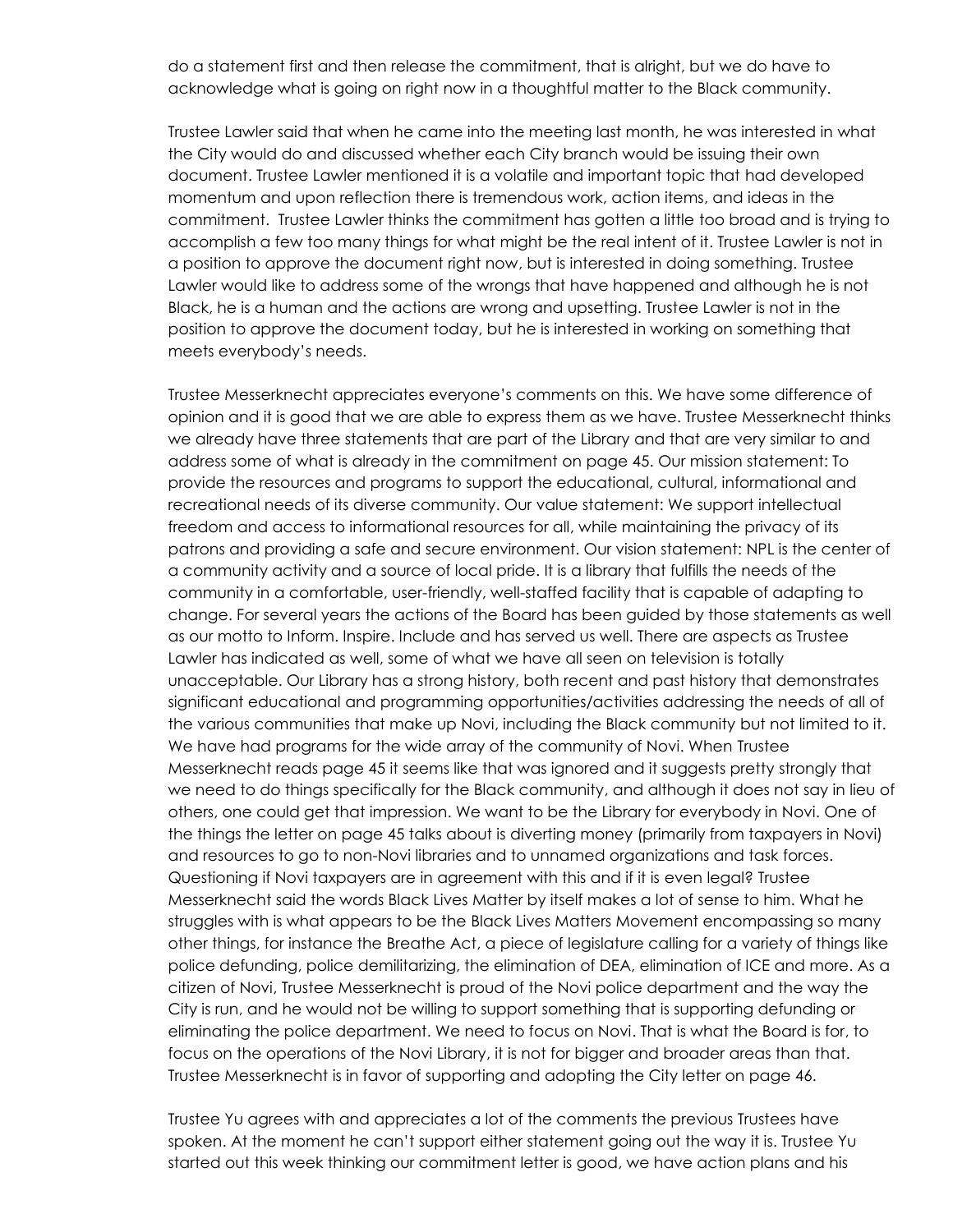do a statement first and then release the commitment, that is alright, but we do have to acknowledge what is going on right now in a thoughtful matter to the Black community.

Trustee Lawler said that when he came into the meeting last month, he was interested in what the City would do and discussed whether each City branch would be issuing their own document. Trustee Lawler mentioned it is a volatile and important topic that had developed momentum and upon reflection there is tremendous work, action items, and ideas in the commitment. Trustee Lawler thinks the commitment has gotten a little too broad and is trying to accomplish a few too many things for what might be the real intent of it. Trustee Lawler is not in a position to approve the document right now, but is interested in doing something. Trustee Lawler would like to address some of the wrongs that have happened and although he is not Black, he is a human and the actions are wrong and upsetting. Trustee Lawler is not in the position to approve the document today, but he is interested in working on something that meets everybody's needs.

Trustee Messerknecht appreciates everyone's comments on this. We have some difference of opinion and it is good that we are able to express them as we have. Trustee Messerknecht thinks we already have three statements that are part of the Library and that are very similar to and address some of what is already in the commitment on page 45. Our mission statement: To provide the resources and programs to support the educational, cultural, informational and recreational needs of its diverse community. Our value statement: We support intellectual freedom and access to informational resources for all, while maintaining the privacy of its patrons and providing a safe and secure environment. Our vision statement: NPL is the center of a community activity and a source of local pride. It is a library that fulfills the needs of the community in a comfortable, user-friendly, well-staffed facility that is capable of adapting to change. For several years the actions of the Board has been guided by those statements as well as our motto to Inform. Inspire. Include and has served us well. There are aspects as Trustee Lawler has indicated as well, some of what we have all seen on television is totally unacceptable. Our Library has a strong history, both recent and past history that demonstrates significant educational and programming opportunities/activities addressing the needs of all of the various communities that make up Novi, including the Black community but not limited to it. We have had programs for the wide array of the community of Novi. When Trustee Messerknecht reads page 45 it seems like that was ignored and it suggests pretty strongly that we need to do things specifically for the Black community, and although it does not say in lieu of others, one could get that impression. We want to be the Library for everybody in Novi. One of the things the letter on page 45 talks about is diverting money (primarily from taxpayers in Novi) and resources to go to non-Novi libraries and to unnamed organizations and task forces. Questioning if Novi taxpayers are in agreement with this and if it is even legal? Trustee Messerknecht said the words Black Lives Matter by itself makes a lot of sense to him. What he struggles with is what appears to be the Black Lives Matters Movement encompassing so many other things, for instance the Breathe Act, a piece of legislature calling for a variety of things like police defunding, police demilitarizing, the elimination of DEA, elimination of ICE and more. As a citizen of Novi, Trustee Messerknecht is proud of the Novi police department and the way the City is run, and he would not be willing to support something that is supporting defunding or eliminating the police department. We need to focus on Novi. That is what the Board is for, to focus on the operations of the Novi Library, it is not for bigger and broader areas than that. Trustee Messerknecht is in favor of supporting and adopting the City letter on page 46.

Trustee Yu agrees with and appreciates a lot of the comments the previous Trustees have spoken. At the moment he can't support either statement going out the way it is. Trustee Yu started out this week thinking our commitment letter is good, we have action plans and his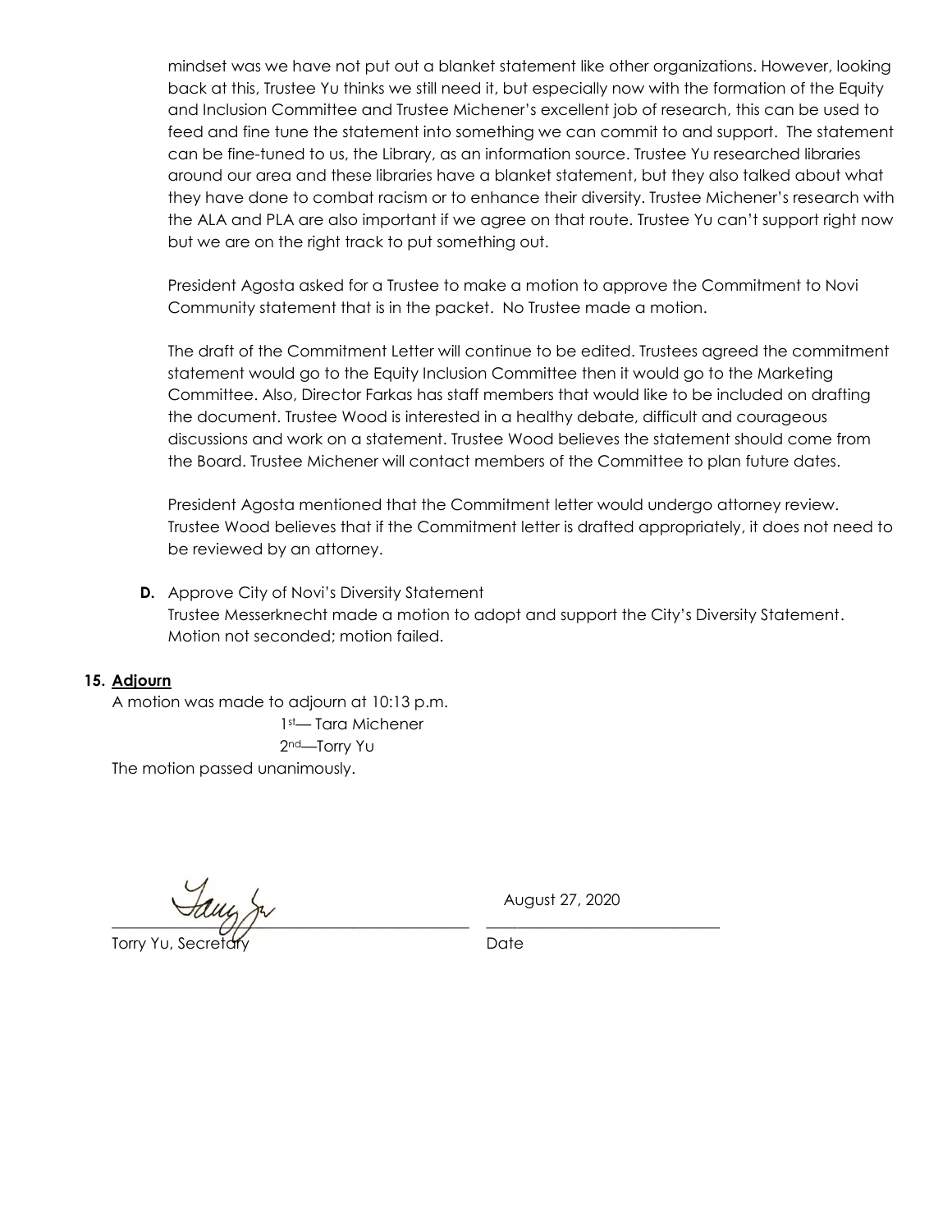mindset was we have not put out a blanket statement like other organizations. However, looking back at this, Trustee Yu thinks we still need it, but especially now with the formation of the Equity and Inclusion Committee and Trustee Michener's excellent job of research, this can be used to feed and fine tune the statement into something we can commit to and support. The statement can be fine-tuned to us, the Library, as an information source. Trustee Yu researched libraries around our area and these libraries have a blanket statement, but they also talked about what they have done to combat racism or to enhance their diversity. Trustee Michener's research with the ALA and PLA are also important if we agree on that route. Trustee Yu can't support right now but we are on the right track to put something out.

President Agosta asked for a Trustee to make a motion to approve the Commitment to Novi Community statement that is in the packet. No Trustee made a motion.

The draft of the Commitment Letter will continue to be edited. Trustees agreed the commitment statement would go to the Equity Inclusion Committee then it would go to the Marketing Committee. Also, Director Farkas has staff members that would like to be included on drafting the document. Trustee Wood is interested in a healthy debate, difficult and courageous discussions and work on a statement. Trustee Wood believes the statement should come from the Board. Trustee Michener will contact members of the Committee to plan future dates.

President Agosta mentioned that the Commitment letter would undergo attorney review. Trustee Wood believes that if the Commitment letter is drafted appropriately, it does not need to be reviewed by an attorney.

**D.** Approve City of Novi's Diversity Statement
Trustee Messerknecht made a motion to adopt and support the City's Diversity Statement. Motion not seconded; motion failed.

**15. Adjourn**

A motion was made to adjourn at 10:13 p.m.

1st— Tara Michener
2nd—Torry Yu

The motion passed unanimously.

Torry Yu, Secretary — Date: August 27, 2020